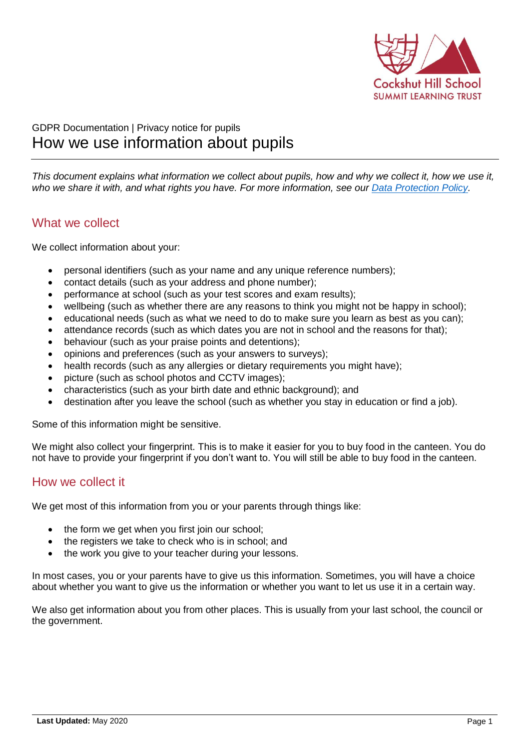Cockshut Hill School
SUMMIT LEARNING TRUST

GDPR Documentation | Privacy notice for pupils

# How we use information about pupils

*This document explains what information we collect about pupils, how and why we collect it, how we use it, who we share it with, and what rights you have. For more information, see our [Data Protection Policy](#).*

## What we collect

We collect information about your:

- personal identifiers (such as your name and any unique reference numbers);
- contact details (such as your address and phone number);
- performance at school (such as your test scores and exam results);
- wellbeing (such as whether there are any reasons to think you might not be happy in school);
- educational needs (such as what we need to do to make sure you learn as best as you can);
- attendance records (such as which dates you are not in school and the reasons for that);
- behaviour (such as your praise points and detentions);
- opinions and preferences (such as your answers to surveys);
- health records (such as any allergies or dietary requirements you might have);
- picture (such as school photos and CCTV images);
- characteristics (such as your birth date and ethnic background); and
- destination after you leave the school (such as whether you stay in education or find a job).

Some of this information might be sensitive.

We might also collect your fingerprint. This is to make it easier for you to buy food in the canteen. You do not have to provide your fingerprint if you don't want to. You will still be able to buy food in the canteen.

## How we collect it

We get most of this information from you or your parents through things like:

- the form we get when you first join our school;
- the registers we take to check who is in school; and
- the work you give to your teacher during your lessons.

In most cases, you or your parents have to give us this information. Sometimes, you will have a choice about whether you want to give us the information or whether you want to let us use it in a certain way.

We also get information about you from other places. This is usually from your last school, the council or the government.

**Last Updated:** May 2020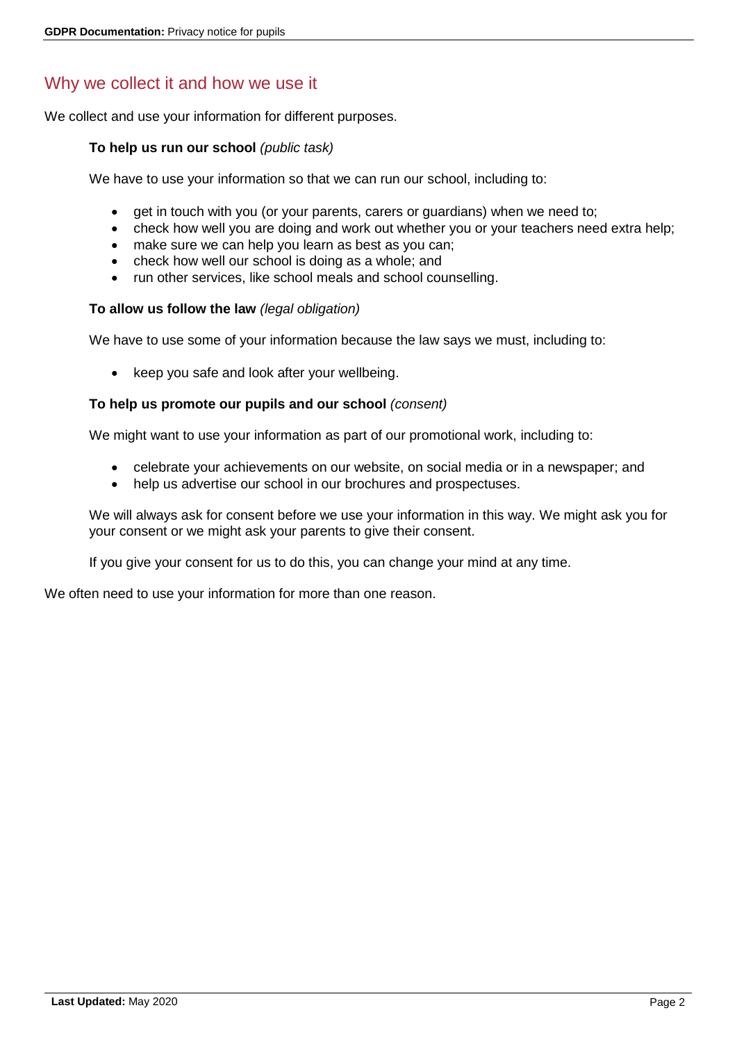## Why we collect it and how we use it

We collect and use your information for different purposes.

**To help us run our school** *(public task)*

We have to use your information so that we can run our school, including to:

- get in touch with you (or your parents, carers or guardians) when we need to;
- check how well you are doing and work out whether you or your teachers need extra help;
- make sure we can help you learn as best as you can;
- check how well our school is doing as a whole; and
- run other services, like school meals and school counselling.

**To allow us follow the law** *(legal obligation)*

We have to use some of your information because the law says we must, including to:

- keep you safe and look after your wellbeing.

**To help us promote our pupils and our school** *(consent)*

We might want to use your information as part of our promotional work, including to:

- celebrate your achievements on our website, on social media or in a newspaper; and
- help us advertise our school in our brochures and prospectuses.

We will always ask for consent before we use your information in this way. We might ask you for your consent or we might ask your parents to give their consent.

If you give your consent for us to do this, you can change your mind at any time.

We often need to use your information for more than one reason.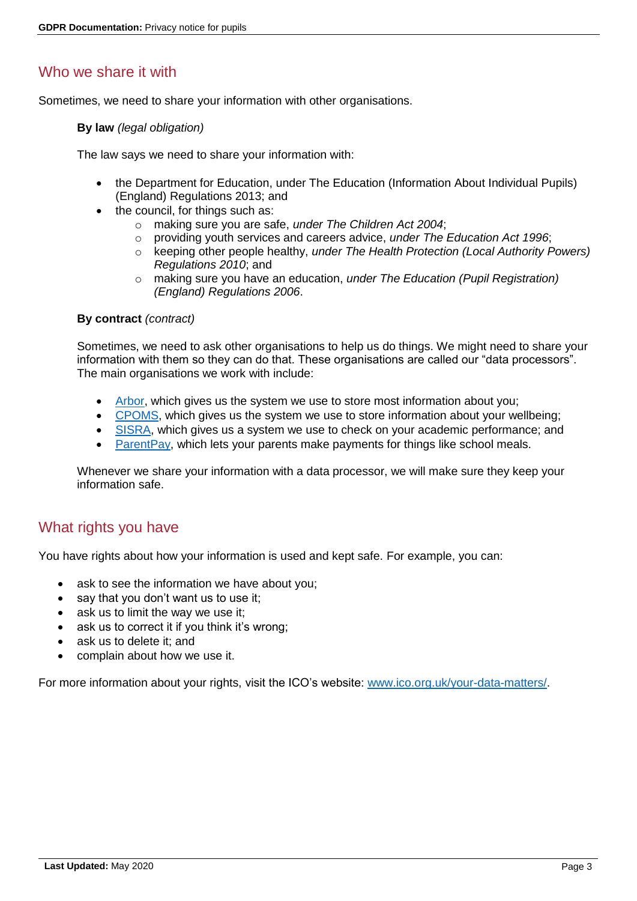## Who we share it with

Sometimes, we need to share your information with other organisations.

**By law** *(legal obligation)*

The law says we need to share your information with:

- the Department for Education, under The Education (Information About Individual Pupils) (England) Regulations 2013; and
- the council, for things such as:
  - making sure you are safe, *under The Children Act 2004*;
  - providing youth services and careers advice, *under The Education Act 1996*;
  - keeping other people healthy, *under The Health Protection (Local Authority Powers) Regulations 2010*; and
  - making sure you have an education, *under The Education (Pupil Registration) (England) Regulations 2006*.

**By contract** *(contract)*

Sometimes, we need to ask other organisations to help us do things. We might need to share your information with them so they can do that. These organisations are called our "data processors". The main organisations we work with include:

- Arbor, which gives us the system we use to store most information about you;
- CPOMS, which gives us the system we use to store information about your wellbeing;
- SISRA, which gives us a system we use to check on your academic performance; and
- ParentPay, which lets your parents make payments for things like school meals.

Whenever we share your information with a data processor, we will make sure they keep your information safe.

## What rights you have

You have rights about how your information is used and kept safe. For example, you can:

- ask to see the information we have about you;
- say that you don't want us to use it;
- ask us to limit the way we use it;
- ask us to correct it if you think it's wrong;
- ask us to delete it; and
- complain about how we use it.

For more information about your rights, visit the ICO's website: www.ico.org.uk/your-data-matters/.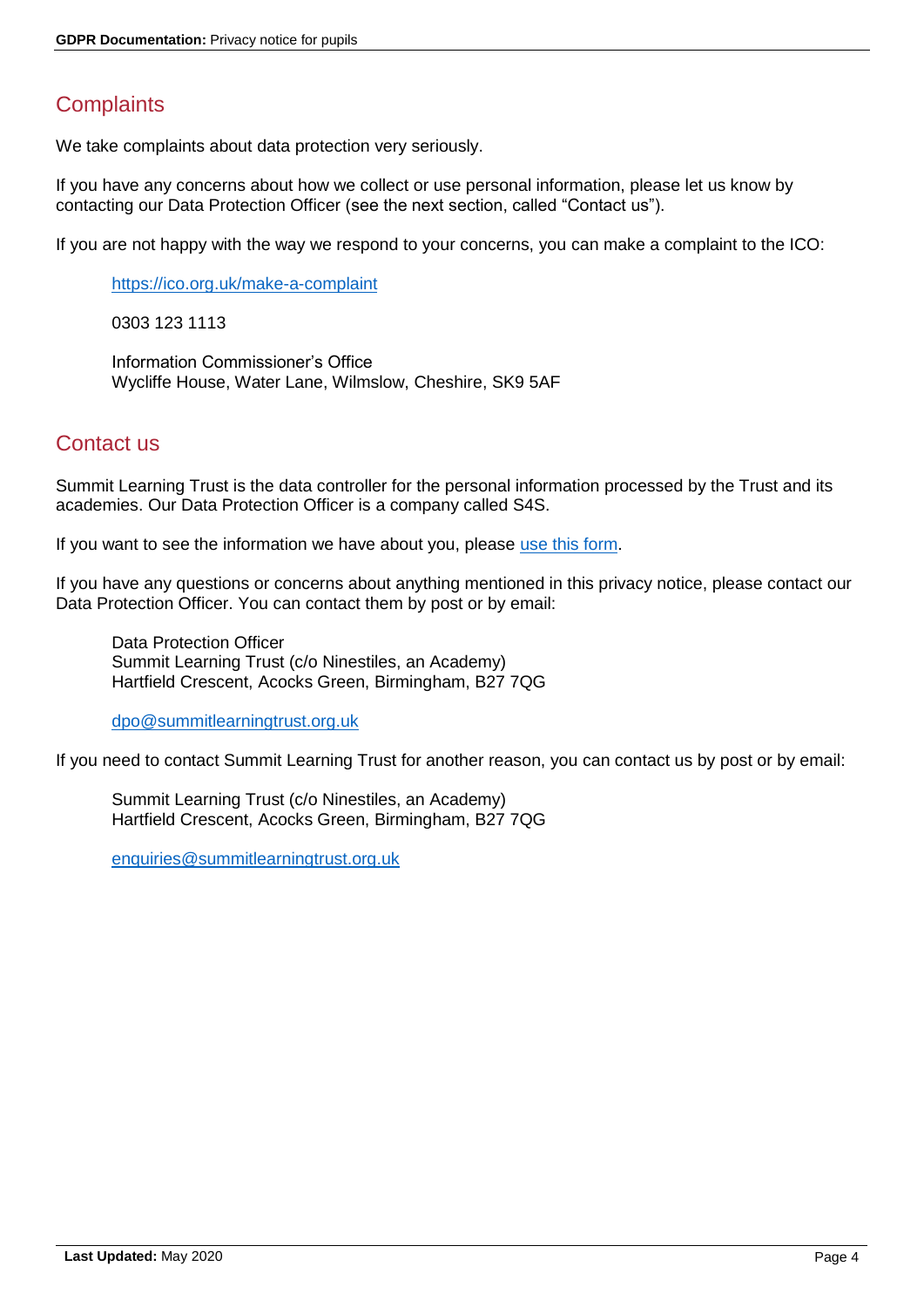## Complaints

We take complaints about data protection very seriously.

If you have any concerns about how we collect or use personal information, please let us know by contacting our Data Protection Officer (see the next section, called "Contact us").

If you are not happy with the way we respond to your concerns, you can make a complaint to the ICO:

> https://ico.org.uk/make-a-complaint
>
> 0303 123 1113
>
> Information Commissioner's Office
> Wycliffe House, Water Lane, Wilmslow, Cheshire, SK9 5AF

## Contact us

Summit Learning Trust is the data controller for the personal information processed by the Trust and its academies. Our Data Protection Officer is a company called S4S.

If you want to see the information we have about you, please use this form.

If you have any questions or concerns about anything mentioned in this privacy notice, please contact our Data Protection Officer. You can contact them by post or by email:

> Data Protection Officer
> Summit Learning Trust (c/o Ninestiles, an Academy)
> Hartfield Crescent, Acocks Green, Birmingham, B27 7QG
>
> dpo@summitlearningtrust.org.uk

If you need to contact Summit Learning Trust for another reason, you can contact us by post or by email:

> Summit Learning Trust (c/o Ninestiles, an Academy)
> Hartfield Crescent, Acocks Green, Birmingham, B27 7QG
>
> enquiries@summitlearningtrust.org.uk